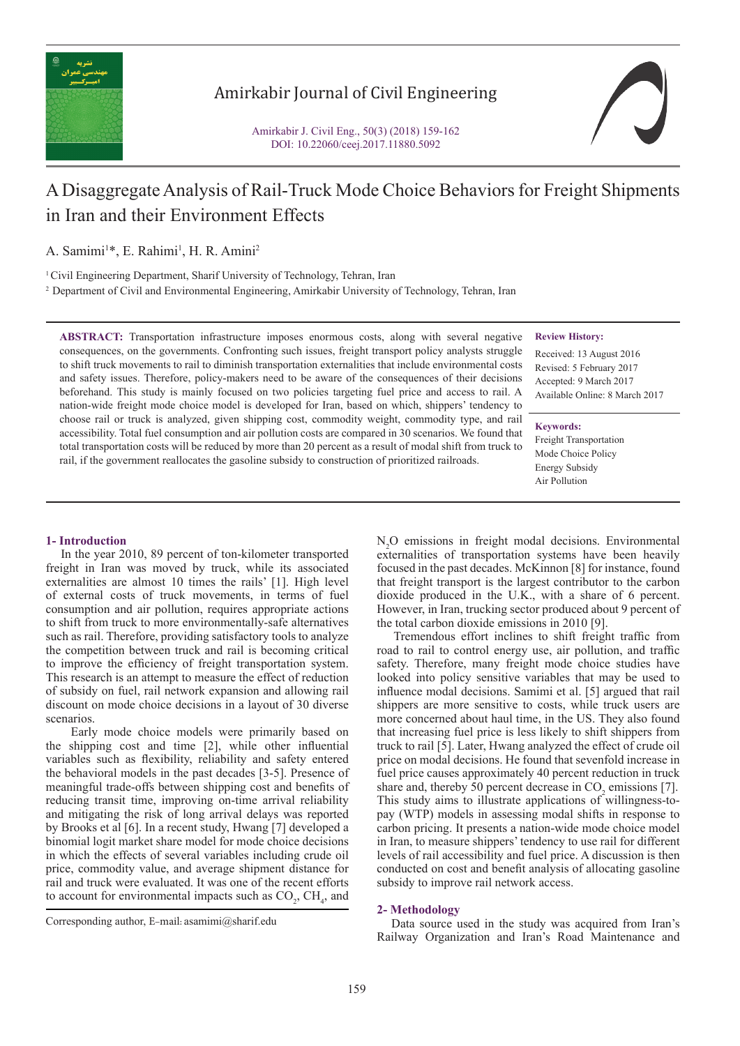# A Disaggregate Analysis of Rail-Truck Mode Choice Behaviors for Freight Shipments in Iran and their Environment Effects

A. Samimi[1]*, E. Rahimi[1], H. R. Amini[2]

[1] Civil Engineering Department, Sharif University of Technology, Tehran, Iran

[2] Department of Civil and Environmental Engineering, Amirkabir University of Technology, Tehran, Iran

**ABSTRACT:** Transportation infrastructure imposes enormous costs, along with several negative consequences, on the governments. Confronting such issues, freight transport policy analysts struggle to shift truck movements to rail to diminish transportation externalities that include environmental costs and safety issues. Therefore, policy-makers need to be aware of the consequences of their decisions beforehand. This study is mainly focused on two policies targeting fuel price and access to rail. A nation-wide freight mode choice model is developed for Iran, based on which, shippers' tendency to choose rail or truck is analyzed, given shipping cost, commodity weight, commodity type, and rail accessibility. Total fuel consumption and air pollution costs are compared in 30 scenarios. We found that total transportation costs will be reduced by more than 20 percent as a result of modal shift from truck to rail, if the government reallocates the gasoline subsidy to construction of prioritized railroads.

**Review History:**

Received: 13 August 2016
Revised: 5 February 2017
Accepted: 9 March 2017
Available Online: 8 March 2017

**Keywords:**

Freight Transportation
Mode Choice Policy
Energy Subsidy
Air Pollution

## 1- Introduction

In the year 2010, 89 percent of ton-kilometer transported freight in Iran was moved by truck, while its associated externalities are almost 10 times the rails' [1]. High level of external costs of truck movements, in terms of fuel consumption and air pollution, requires appropriate actions to shift from truck to more environmentally-safe alternatives such as rail. Therefore, providing satisfactory tools to analyze the competition between truck and rail is becoming critical to improve the efficiency of freight transportation system. This research is an attempt to measure the effect of reduction of subsidy on fuel, rail network expansion and allowing rail discount on mode choice decisions in a layout of 30 diverse scenarios.

Early mode choice models were primarily based on the shipping cost and time [2], while other influential variables such as flexibility, reliability and safety entered the behavioral models in the past decades [3-5]. Presence of meaningful trade-offs between shipping cost and benefits of reducing transit time, improving on-time arrival reliability and mitigating the risk of long arrival delays was reported by Brooks et al [6]. In a recent study, Hwang [7] developed a binomial logit market share model for mode choice decisions in which the effects of several variables including crude oil price, commodity value, and average shipment distance for rail and truck were evaluated. It was one of the recent efforts to account for environmental impacts such as $CO_2$, $CH_4$, and $N_2O$ emissions in freight modal decisions. Environmental externalities of transportation systems have been heavily focused in the past decades. McKinnon [8] for instance, found that freight transport is the largest contributor to the carbon dioxide produced in the U.K., with a share of 6 percent. However, in Iran, trucking sector produced about 9 percent of the total carbon dioxide emissions in 2010 [9].

Tremendous effort inclines to shift freight traffic from road to rail to control energy use, air pollution, and traffic safety. Therefore, many freight mode choice studies have looked into policy sensitive variables that may be used to influence modal decisions. Samimi et al. [5] argued that rail shippers are more sensitive to costs, while truck users are more concerned about haul time, in the US. They also found that increasing fuel price is less likely to shift shippers from truck to rail [5]. Later, Hwang analyzed the effect of crude oil price on modal decisions. He found that sevenfold increase in fuel price causes approximately 40 percent reduction in truck share and, thereby 50 percent decrease in $CO_2$ emissions [7]. This study aims to illustrate applications of willingness-to-pay (WTP) models in assessing modal shifts in response to carbon pricing. It presents a nation-wide mode choice model in Iran, to measure shippers' tendency to use rail for different levels of rail accessibility and fuel price. A discussion is then conducted on cost and benefit analysis of allocating gasoline subsidy to improve rail network access.

## 2- Methodology

Data source used in the study was acquired from Iran's Railway Organization and Iran's Road Maintenance and

Corresponding author, E-mail: asamimi@sharif.edu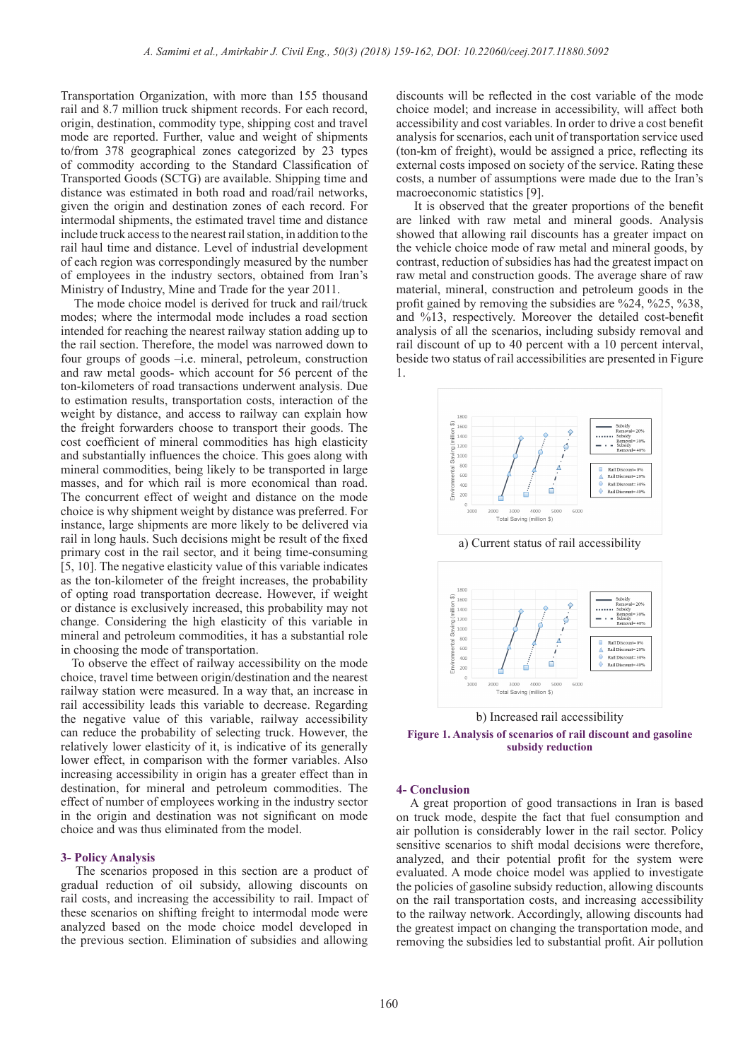Transportation Organization, with more than 155 thousand rail and 8.7 million truck shipment records. For each record, origin, destination, commodity type, shipping cost and travel mode are reported. Further, value and weight of shipments to/from 378 geographical zones categorized by 23 types of commodity according to the Standard Classification of Transported Goods (SCTG) are available. Shipping time and distance was estimated in both road and road/rail networks, given the origin and destination zones of each record. For intermodal shipments, the estimated travel time and distance include truck access to the nearest rail station, in addition to the rail haul time and distance. Level of industrial development of each region was correspondingly measured by the number of employees in the industry sectors, obtained from Iran's Ministry of Industry, Mine and Trade for the year 2011.

The mode choice model is derived for truck and rail/truck modes; where the intermodal mode includes a road section intended for reaching the nearest railway station adding up to the rail section. Therefore, the model was narrowed down to four groups of goods –i.e. mineral, petroleum, construction and raw metal goods- which account for 56 percent of the ton-kilometers of road transactions underwent analysis. Due to estimation results, transportation costs, interaction of the weight by distance, and access to railway can explain how the freight forwarders choose to transport their goods. The cost coefficient of mineral commodities has high elasticity and substantially influences the choice. This goes along with mineral commodities, being likely to be transported in large masses, and for which rail is more economical than road. The concurrent effect of weight and distance on the mode choice is why shipment weight by distance was preferred. For instance, large shipments are more likely to be delivered via rail in long hauls. Such decisions might be result of the fixed primary cost in the rail sector, and it being time-consuming [5, 10]. The negative elasticity value of this variable indicates as the ton-kilometer of the freight increases, the probability of opting road transportation decrease. However, if weight or distance is exclusively increased, this probability may not change. Considering the high elasticity of this variable in mineral and petroleum commodities, it has a substantial role in choosing the mode of transportation.

To observe the effect of railway accessibility on the mode choice, travel time between origin/destination and the nearest railway station were measured. In a way that, an increase in rail accessibility leads this variable to decrease. Regarding the negative value of this variable, railway accessibility can reduce the probability of selecting truck. However, the relatively lower elasticity of it, is indicative of its generally lower effect, in comparison with the former variables. Also increasing accessibility in origin has a greater effect than in destination, for mineral and petroleum commodities. The effect of number of employees working in the industry sector in the origin and destination was not significant on mode choice and was thus eliminated from the model.

## 3- Policy Analysis

The scenarios proposed in this section are a product of gradual reduction of oil subsidy, allowing discounts on rail costs, and increasing the accessibility to rail. Impact of these scenarios on shifting freight to intermodal mode were analyzed based on the mode choice model developed in the previous section. Elimination of subsidies and allowing discounts will be reflected in the cost variable of the mode choice model; and increase in accessibility, will affect both accessibility and cost variables. In order to drive a cost benefit analysis for scenarios, each unit of transportation service used (ton-km of freight), would be assigned a price, reflecting its external costs imposed on society of the service. Rating these costs, a number of assumptions were made due to the Iran's macroeconomic statistics [9].

It is observed that the greater proportions of the benefit are linked with raw metal and mineral goods. Analysis showed that allowing rail discounts has a greater impact on the vehicle choice mode of raw metal and mineral goods, by contrast, reduction of subsidies has had the greatest impact on raw metal and construction goods. The average share of raw material, mineral, construction and petroleum goods in the profit gained by removing the subsidies are %24, %25, %38, and %13, respectively. Moreover the detailed cost-benefit analysis of all the scenarios, including subsidy removal and rail discount of up to 40 percent with a 10 percent interval, beside two status of rail accessibilities are presented in Figure 1.

a) Current status of rail accessibility

b) Increased rail accessibility

**Figure 1. Analysis of scenarios of rail discount and gasoline subsidy reduction**

## 4- Conclusion

A great proportion of good transactions in Iran is based on truck mode, despite the fact that fuel consumption and air pollution is considerably lower in the rail sector. Policy sensitive scenarios to shift modal decisions were therefore, analyzed, and their potential profit for the system were evaluated. A mode choice model was applied to investigate the policies of gasoline subsidy reduction, allowing discounts on the rail transportation costs, and increasing accessibility to the railway network. Accordingly, allowing discounts had the greatest impact on changing the transportation mode, and removing the subsidies led to substantial profit. Air pollution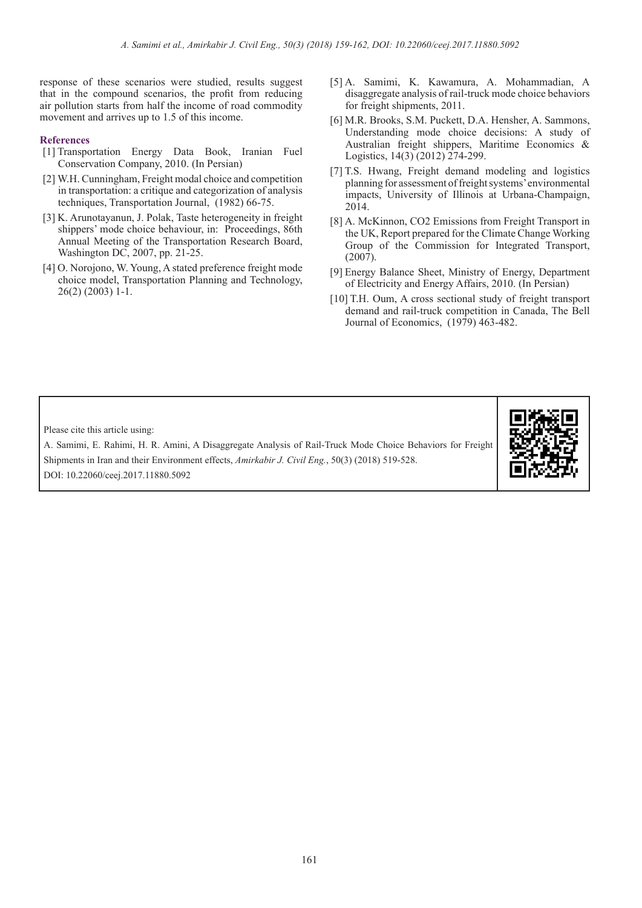response of these scenarios were studied, results suggest that in the compound scenarios, the profit from reducing air pollution starts from half the income of road commodity movement and arrives up to 1.5 of this income.

## References

[1] Transportation Energy Data Book, Iranian Fuel Conservation Company, 2010. (In Persian)

[2] W.H. Cunningham, Freight modal choice and competition in transportation: a critique and categorization of analysis techniques, Transportation Journal, (1982) 66-75.

[3] K. Arunotayanun, J. Polak, Taste heterogeneity in freight shippers' mode choice behaviour, in: Proceedings, 86th Annual Meeting of the Transportation Research Board, Washington DC, 2007, pp. 21-25.

[4] O. Norojono, W. Young, A stated preference freight mode choice model, Transportation Planning and Technology, 26(2) (2003) 1-1.

[5] A. Samimi, K. Kawamura, A. Mohammadian, A disaggregate analysis of rail-truck mode choice behaviors for freight shipments, 2011.

[6] M.R. Brooks, S.M. Puckett, D.A. Hensher, A. Sammons, Understanding mode choice decisions: A study of Australian freight shippers, Maritime Economics & Logistics, 14(3) (2012) 274-299.

[7] T.S. Hwang, Freight demand modeling and logistics planning for assessment of freight systems' environmental impacts, University of Illinois at Urbana-Champaign, 2014.

[8] A. McKinnon, CO2 Emissions from Freight Transport in the UK, Report prepared for the Climate Change Working Group of the Commission for Integrated Transport, (2007).

[9] Energy Balance Sheet, Ministry of Energy, Department of Electricity and Energy Affairs, 2010. (In Persian)

[10] T.H. Oum, A cross sectional study of freight transport demand and rail-truck competition in Canada, The Bell Journal of Economics, (1979) 463-482.

Please cite this article using:

A. Samimi, E. Rahimi, H. R. Amini, A Disaggregate Analysis of Rail-Truck Mode Choice Behaviors for Freight Shipments in Iran and their Environment effects, *Amirkabir J. Civil Eng.*, 50(3) (2018) 519-528.

DOI: 10.22060/ceej.2017.11880.5092